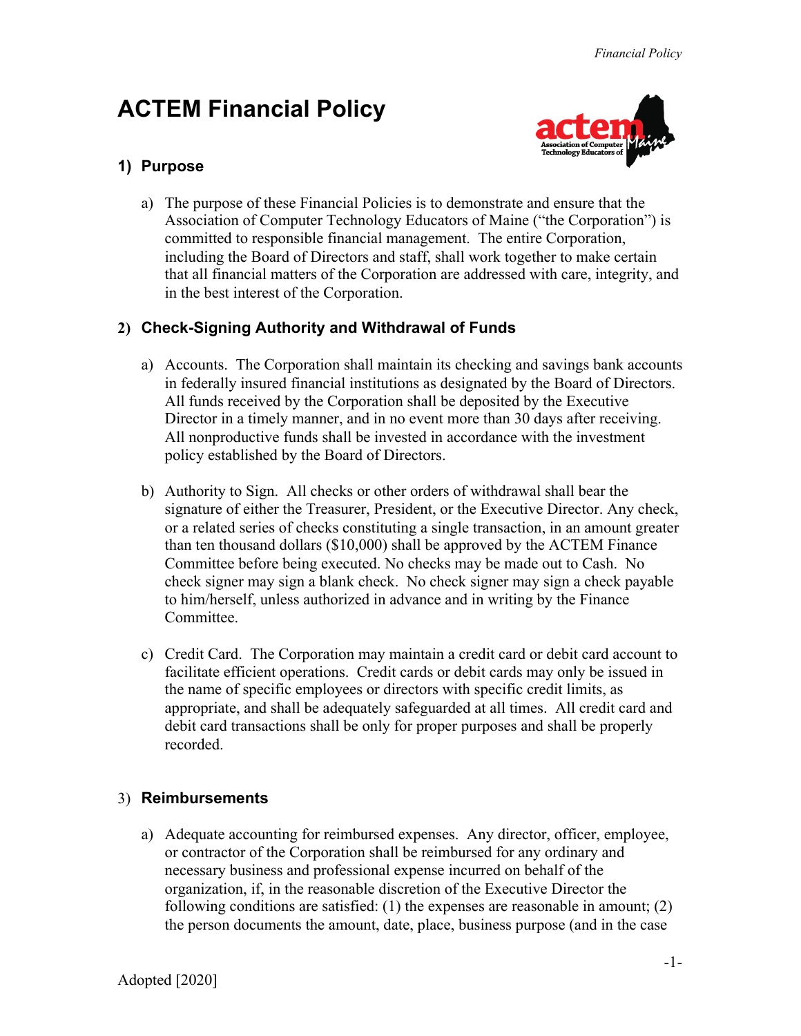# ACTEM Financial Policy

## 1) Purpose

a) The purpose of these Financial Policies is to demonstrate and ensure that the Association of Computer Technology Educators of Maine ("the Corporation") is committed to responsible financial management. The entire Corporation, including the Board of Directors and staff, shall work together to make certain that all financial matters of the Corporation are addressed with care, integrity, and in the best interest of the Corporation.

## 2) Check-Signing Authority and Withdrawal of Funds

a) Accounts. The Corporation shall maintain its checking and savings bank accounts in federally insured financial institutions as designated by the Board of Directors. All funds received by the Corporation shall be deposited by the Executive Director in a timely manner, and in no event more than 30 days after receiving. All nonproductive funds shall be invested in accordance with the investment policy established by the Board of Directors.

b) Authority to Sign. All checks or other orders of withdrawal shall bear the signature of either the Treasurer, President, or the Executive Director. Any check, or a related series of checks constituting a single transaction, in an amount greater than ten thousand dollars ($10,000) shall be approved by the ACTEM Finance Committee before being executed. No checks may be made out to Cash. No check signer may sign a blank check. No check signer may sign a check payable to him/herself, unless authorized in advance and in writing by the Finance Committee.

c) Credit Card. The Corporation may maintain a credit card or debit card account to facilitate efficient operations. Credit cards or debit cards may only be issued in the name of specific employees or directors with specific credit limits, as appropriate, and shall be adequately safeguarded at all times. All credit card and debit card transactions shall be only for proper purposes and shall be properly recorded.

## 3) Reimbursements

a) Adequate accounting for reimbursed expenses. Any director, officer, employee, or contractor of the Corporation shall be reimbursed for any ordinary and necessary business and professional expense incurred on behalf of the organization, if, in the reasonable discretion of the Executive Director the following conditions are satisfied: (1) the expenses are reasonable in amount; (2) the person documents the amount, date, place, business purpose (and in the case

Adopted [2020]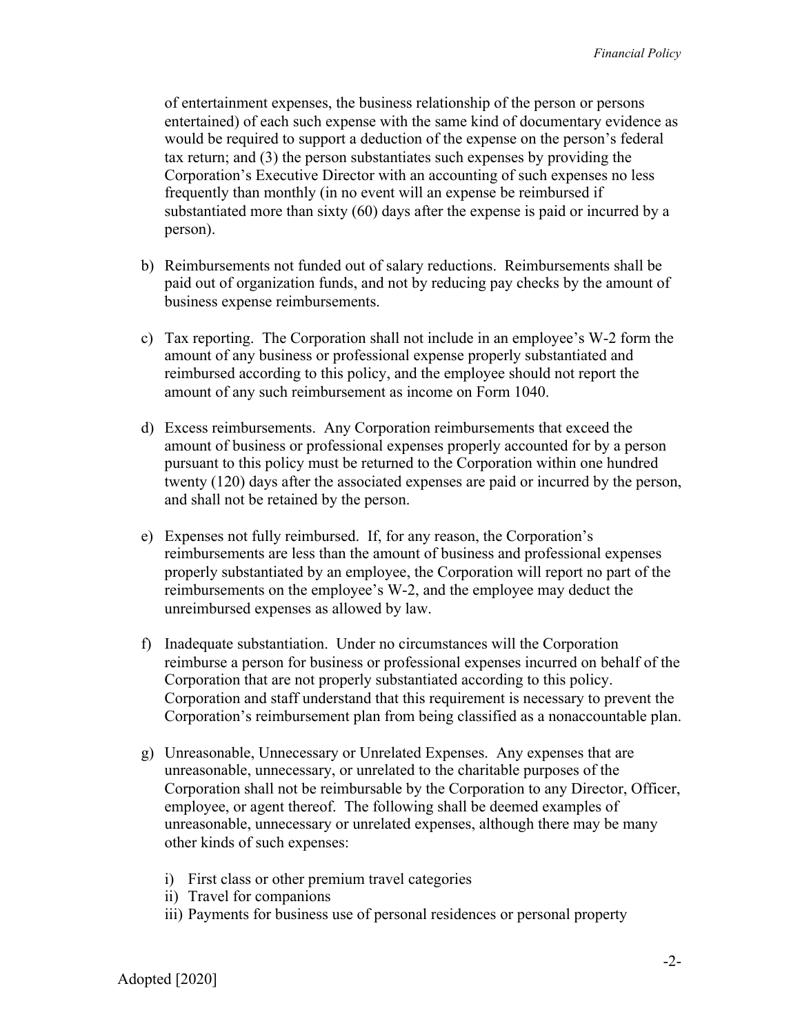of entertainment expenses, the business relationship of the person or persons entertained) of each such expense with the same kind of documentary evidence as would be required to support a deduction of the expense on the person's federal tax return; and (3) the person substantiates such expenses by providing the Corporation's Executive Director with an accounting of such expenses no less frequently than monthly (in no event will an expense be reimbursed if substantiated more than sixty (60) days after the expense is paid or incurred by a person).

b) Reimbursements not funded out of salary reductions. Reimbursements shall be paid out of organization funds, and not by reducing pay checks by the amount of business expense reimbursements.

c) Tax reporting. The Corporation shall not include in an employee's W-2 form the amount of any business or professional expense properly substantiated and reimbursed according to this policy, and the employee should not report the amount of any such reimbursement as income on Form 1040.

d) Excess reimbursements. Any Corporation reimbursements that exceed the amount of business or professional expenses properly accounted for by a person pursuant to this policy must be returned to the Corporation within one hundred twenty (120) days after the associated expenses are paid or incurred by the person, and shall not be retained by the person.

e) Expenses not fully reimbursed. If, for any reason, the Corporation's reimbursements are less than the amount of business and professional expenses properly substantiated by an employee, the Corporation will report no part of the reimbursements on the employee's W-2, and the employee may deduct the unreimbursed expenses as allowed by law.

f) Inadequate substantiation. Under no circumstances will the Corporation reimburse a person for business or professional expenses incurred on behalf of the Corporation that are not properly substantiated according to this policy. Corporation and staff understand that this requirement is necessary to prevent the Corporation's reimbursement plan from being classified as a nonaccountable plan.

g) Unreasonable, Unnecessary or Unrelated Expenses. Any expenses that are unreasonable, unnecessary, or unrelated to the charitable purposes of the Corporation shall not be reimbursable by the Corporation to any Director, Officer, employee, or agent thereof. The following shall be deemed examples of unreasonable, unnecessary or unrelated expenses, although there may be many other kinds of such expenses:

   i) First class or other premium travel categories
   ii) Travel for companions
   iii) Payments for business use of personal residences or personal property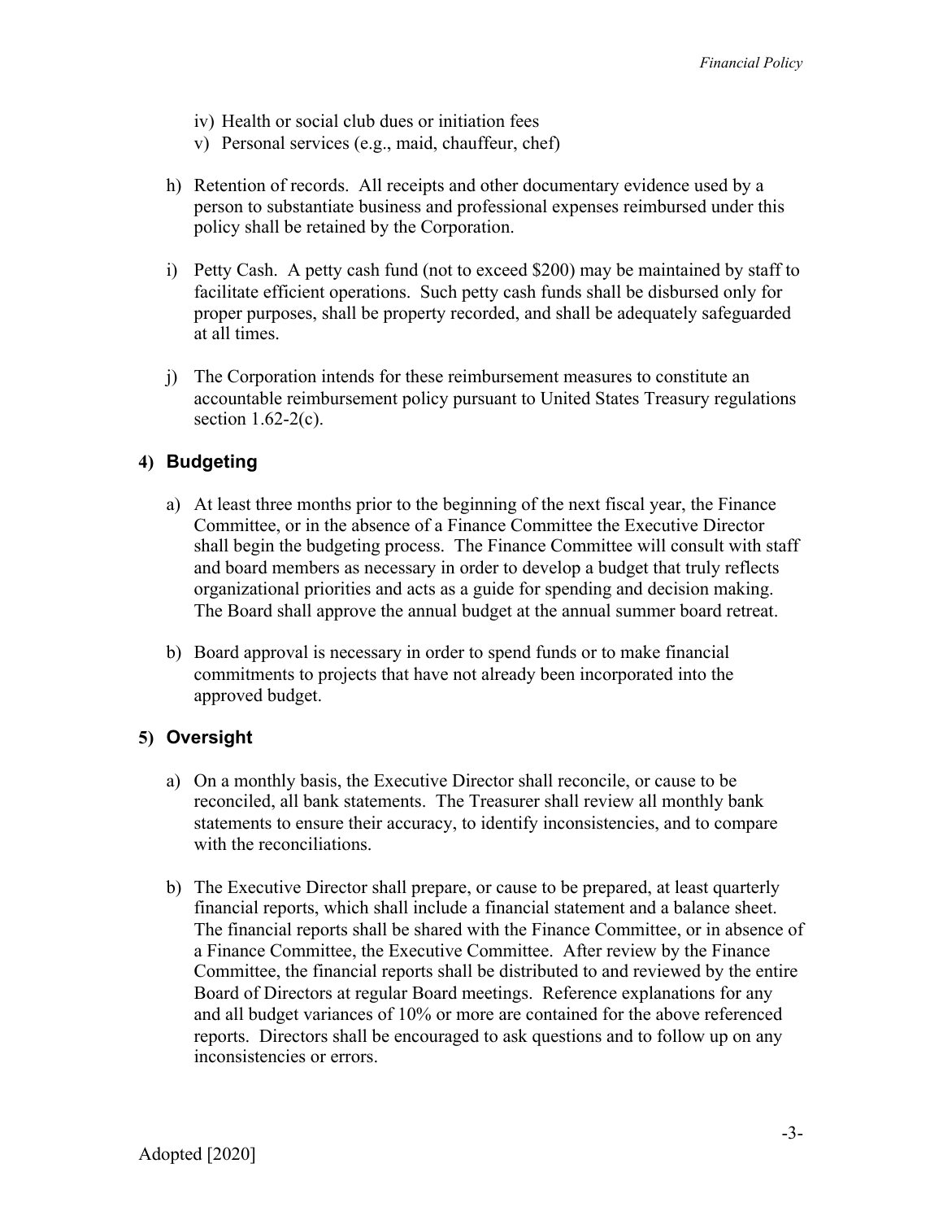iv) Health or social club dues or initiation fees
v) Personal services (e.g., maid, chauffeur, chef)

h) Retention of records. All receipts and other documentary evidence used by a person to substantiate business and professional expenses reimbursed under this policy shall be retained by the Corporation.

i) Petty Cash. A petty cash fund (not to exceed $200) may be maintained by staff to facilitate efficient operations. Such petty cash funds shall be disbursed only for proper purposes, shall be property recorded, and shall be adequately safeguarded at all times.

j) The Corporation intends for these reimbursement measures to constitute an accountable reimbursement policy pursuant to United States Treasury regulations section 1.62-2(c).

## 4) Budgeting

a) At least three months prior to the beginning of the next fiscal year, the Finance Committee, or in the absence of a Finance Committee the Executive Director shall begin the budgeting process. The Finance Committee will consult with staff and board members as necessary in order to develop a budget that truly reflects organizational priorities and acts as a guide for spending and decision making. The Board shall approve the annual budget at the annual summer board retreat.

b) Board approval is necessary in order to spend funds or to make financial commitments to projects that have not already been incorporated into the approved budget.

## 5) Oversight

a) On a monthly basis, the Executive Director shall reconcile, or cause to be reconciled, all bank statements. The Treasurer shall review all monthly bank statements to ensure their accuracy, to identify inconsistencies, and to compare with the reconciliations.

b) The Executive Director shall prepare, or cause to be prepared, at least quarterly financial reports, which shall include a financial statement and a balance sheet. The financial reports shall be shared with the Finance Committee, or in absence of a Finance Committee, the Executive Committee. After review by the Finance Committee, the financial reports shall be distributed to and reviewed by the entire Board of Directors at regular Board meetings. Reference explanations for any and all budget variances of 10% or more are contained for the above referenced reports. Directors shall be encouraged to ask questions and to follow up on any inconsistencies or errors.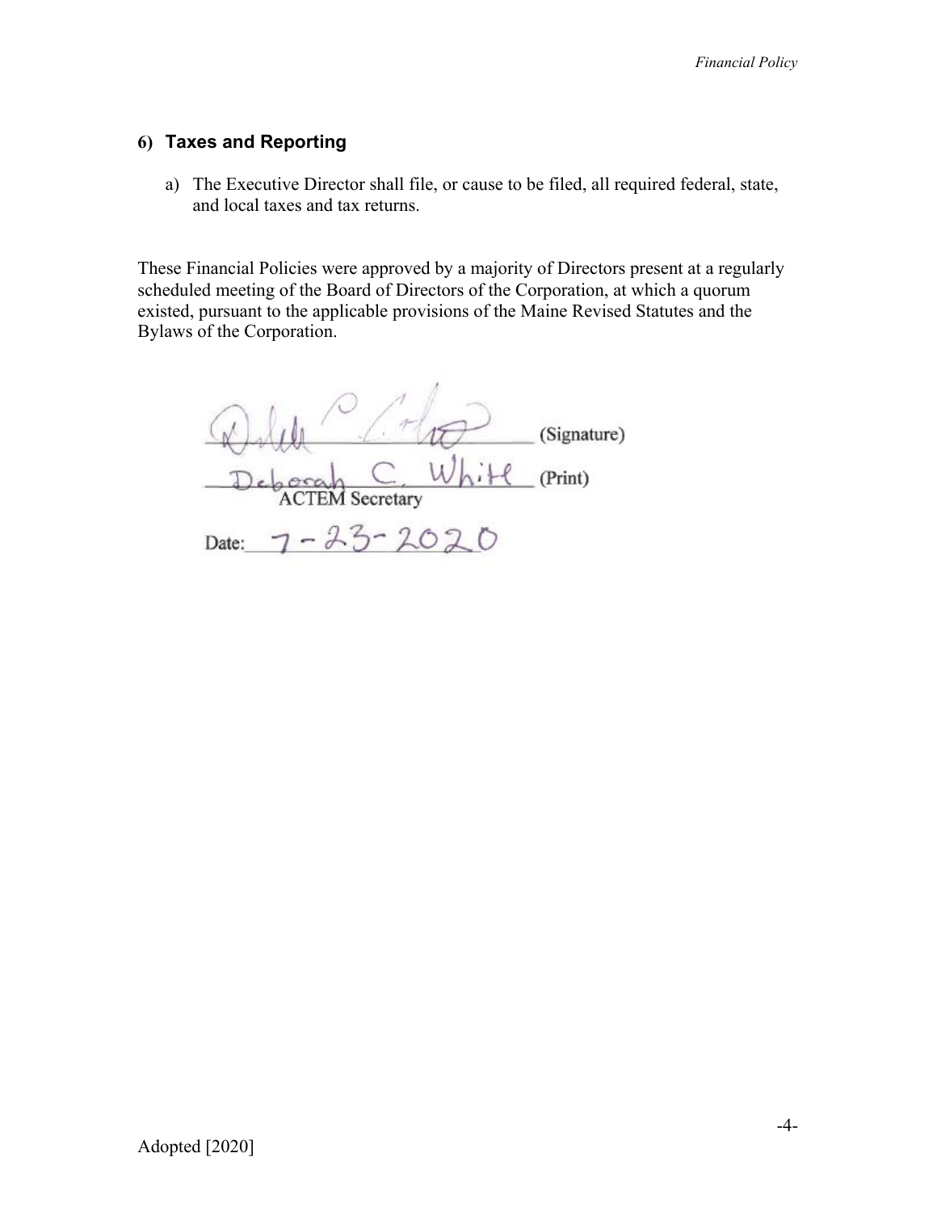### 6) Taxes and Reporting

a) The Executive Director shall file, or cause to be filed, all required federal, state, and local taxes and tax returns.

These Financial Policies were approved by a majority of Directors present at a regularly scheduled meeting of the Board of Directors of the Corporation, at which a quorum existed, pursuant to the applicable provisions of the Maine Revised Statutes and the Bylaws of the Corporation.

\_\_\_\_\_\_\_\_\_\_\_\_\_\_\_\_\_\_\_\_\_\_\_\_\_\_ (Signature)

Deborah C. White (Print)
ACTEM Secretary

Date: 7-23-2020

Adopted [2020]